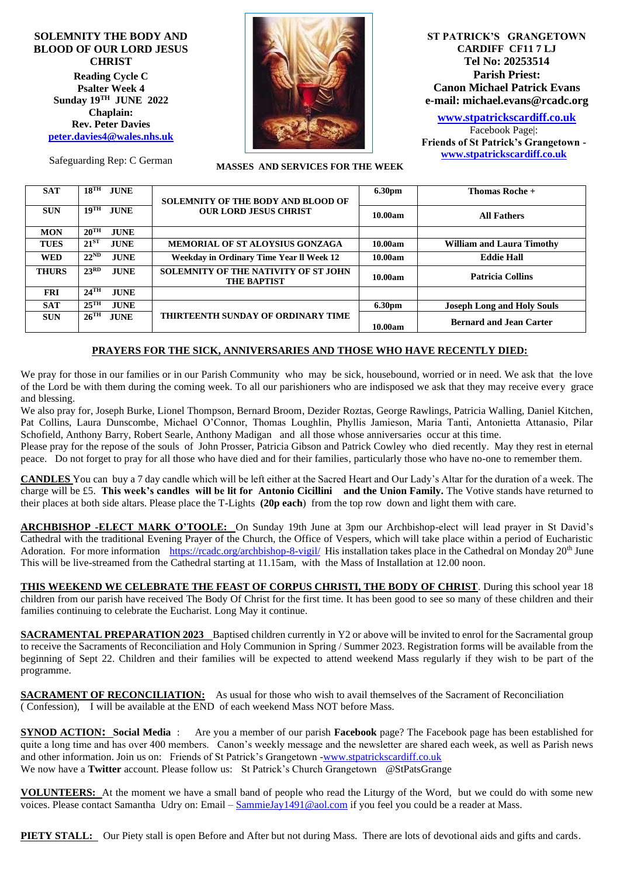**SOLEMNITY THE BODY AND BLOOD OF OUR LORD JESUS CHRIST**

**Reading Cycle C**
**Psalter Week 4**
**Sunday 19TH JUNE 2022**
**Chaplain:**
**Rev. Peter Davies**
[peter.davies4@wales.nhs.uk](mailto:peter.davies4@wales.nhs.uk)

Safeguarding Rep: C German

**ST PATRICK'S GRANGETOWN**
**CARDIFF CF11 7 LJ**
**Tel No: 20253514**
**Parish Priest:**
**Canon Michael Patrick Evans**
**e-mail: michael.evans@rcadc.org**

**[www.stpatrickscardiff.co.uk](http://www.stpatrickscardiff.co.uk)**
Facebook Page|:
**Friends of St Patrick's Grangetown - [www.stpatrickscardiff.co.uk](http://www.stpatrickscardiff.co.uk)**

**MASSES AND SERVICES FOR THE WEEK**

| | | | | |
|---|---|---|---|---|
| **SAT** | **18TH JUNE** | **SOLEMNITY OF THE BODY AND BLOOD OF OUR LORD JESUS CHRIST** | **6.30pm** | **Thomas Roche +** |
| **SUN** | **19TH JUNE** | | **10.00am** | **All Fathers** |
| **MON** | **20TH JUNE** | | | |
| **TUES** | **21ST JUNE** | **MEMORIAL OF ST ALOYSIUS GONZAGA** | **10.00am** | **William and Laura Timothy** |
| **WED** | **22ND JUNE** | **Weekday in Ordinary Time Year ll Week 12** | **10.00am** | **Eddie Hall** |
| **THURS** | **23RD JUNE** | **SOLEMNITY OF THE NATIVITY OF ST JOHN THE BAPTIST** | **10.00am** | **Patricia Collins** |
| **FRI** | **24TH JUNE** | | | |
| **SAT** | **25TH JUNE** | **THIRTEENTH SUNDAY OF ORDINARY TIME** | **6.30pm** | **Joseph Long and Holy Souls** |
| **SUN** | **26TH JUNE** | | **10.00am** | **Bernard and Jean Carter** |

## PRAYERS FOR THE SICK, ANNIVERSARIES AND THOSE WHO HAVE RECENTLY DIED:

We pray for those in our families or in our Parish Community who may be sick, housebound, worried or in need. We ask that the love of the Lord be with them during the coming week. To all our parishioners who are indisposed we ask that they may receive every grace and blessing.

We also pray for, Joseph Burke, Lionel Thompson, Bernard Broom, Dezider Roztas, George Rawlings, Patricia Walling, Daniel Kitchen, Pat Collins, Laura Dunscombe, Michael O'Connor, Thomas Loughlin, Phyllis Jamieson, Maria Tanti, Antonietta Attanasio, Pilar Schofield, Anthony Barry, Robert Searle, Anthony Madigan and all those whose anniversaries occur at this time.

Please pray for the repose of the souls of John Prosser, Patricia Gibson and Patrick Cowley who died recently. May they rest in eternal peace. Do not forget to pray for all those who have died and for their families, particularly those who have no-one to remember them.

**CANDLES** You can buy a 7 day candle which will be left either at the Sacred Heart and Our Lady's Altar for the duration of a week. The charge will be £5. **This week's candles will be lit for Antonio Cicillini and the Union Family.** The Votive stands have returned to their places at both side altars. Please place the T-Lights **(20p each**) from the top row down and light them with care.

**ARCHBISHOP -ELECT MARK O'TOOLE:** On Sunday 19th June at 3pm our Archbishop-elect will lead prayer in St David's Cathedral with the traditional Evening Prayer of the Church, the Office of Vespers, which will take place within a period of Eucharistic Adoration. For more information [https://rcadc.org/archbishop-8-vigil/](https://rcadc.org/archbishop-8-vigil/) His installation takes place in the Cathedral on Monday 20th June This will be live-streamed from the Cathedral starting at 11.15am, with the Mass of Installation at 12.00 noon.

**THIS WEEKEND WE CELEBRATE THE FEAST OF CORPUS CHRISTI, THE BODY OF CHRIST**. During this school year 18 children from our parish have received The Body Of Christ for the first time. It has been good to see so many of these children and their families continuing to celebrate the Eucharist. Long May it continue.

**SACRAMENTAL PREPARATION 2023** Baptised children currently in Y2 or above will be invited to enrol for the Sacramental group to receive the Sacraments of Reconciliation and Holy Communion in Spring / Summer 2023. Registration forms will be available from the beginning of Sept 22. Children and their families will be expected to attend weekend Mass regularly if they wish to be part of the programme.

**SACRAMENT OF RECONCILIATION:** As usual for those who wish to avail themselves of the Sacrament of Reconciliation ( Confession), I will be available at the END of each weekend Mass NOT before Mass.

**SYNOD ACTION: Social Media** : Are you a member of our parish **Facebook** page? The Facebook page has been established for quite a long time and has over 400 members. Canon's weekly message and the newsletter are shared each week, as well as Parish news and other information. Join us on: Friends of St Patrick's Grangetown -[www.stpatrickscardiff.co.uk](http://www.stpatrickscardiff.co.uk)
We now have a **Twitter** account. Please follow us: St Patrick's Church Grangetown @StPatsGrange

**VOLUNTEERS:** At the moment we have a small band of people who read the Liturgy of the Word, but we could do with some new voices. Please contact Samantha Udry on: Email – [SammieJay1491@aol.com](mailto:SammieJay1491@aol.com) if you feel you could be a reader at Mass.

**PIETY STALL:** Our Piety stall is open Before and After but not during Mass. There are lots of devotional aids and gifts and cards.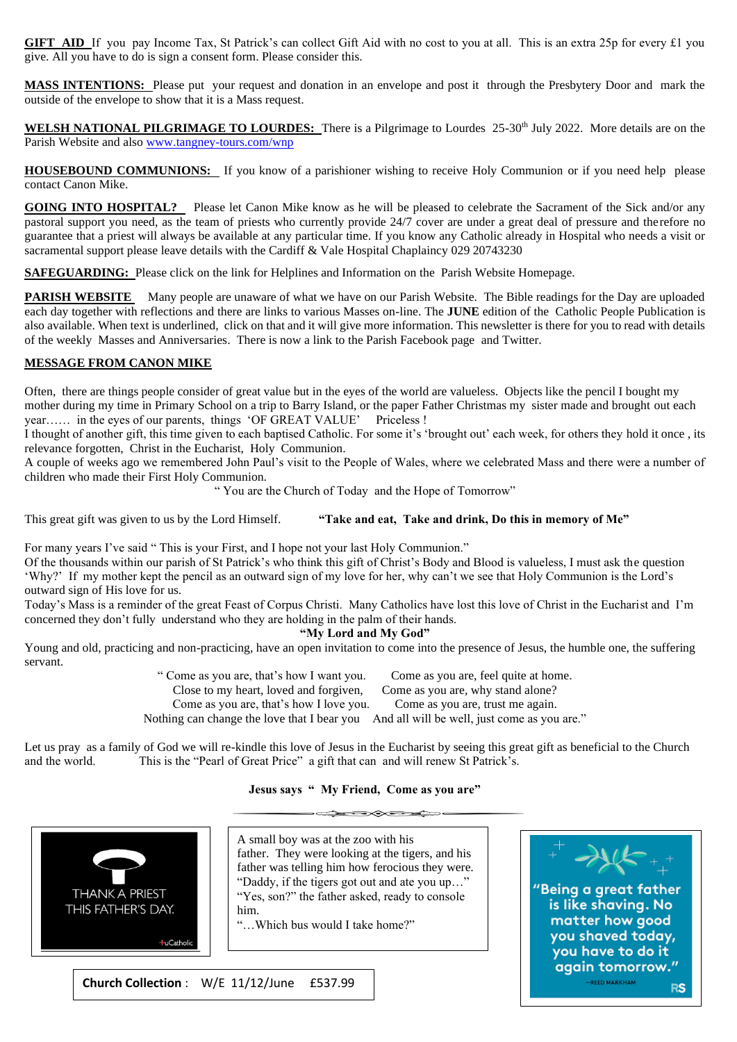**GIFT AID** If you pay Income Tax, St Patrick's can collect Gift Aid with no cost to you at all. This is an extra 25p for every £1 you give. All you have to do is sign a consent form. Please consider this.

**MASS INTENTIONS:** Please put your request and donation in an envelope and post it through the Presbytery Door and mark the outside of the envelope to show that it is a Mass request.

**WELSH NATIONAL PILGRIMAGE TO LOURDES:** There is a Pilgrimage to Lourdes 25-30th July 2022. More details are on the Parish Website and also www.tangney-tours.com/wnp

**HOUSEBOUND COMMUNIONS:** If you know of a parishioner wishing to receive Holy Communion or if you need help please contact Canon Mike.

**GOING INTO HOSPITAL?** Please let Canon Mike know as he will be pleased to celebrate the Sacrament of the Sick and/or any pastoral support you need, as the team of priests who currently provide 24/7 cover are under a great deal of pressure and therefore no guarantee that a priest will always be available at any particular time. If you know any Catholic already in Hospital who needs a visit or sacramental support please leave details with the Cardiff & Vale Hospital Chaplaincy 029 20743230

**SAFEGUARDING:** Please click on the link for Helplines and Information on the Parish Website Homepage.

**PARISH WEBSITE** Many people are unaware of what we have on our Parish Website. The Bible readings for the Day are uploaded each day together with reflections and there are links to various Masses on-line. The **JUNE** edition of the Catholic People Publication is also available. When text is underlined, click on that and it will give more information. This newsletter is there for you to read with details of the weekly Masses and Anniversaries. There is now a link to the Parish Facebook page and Twitter.

**MESSAGE FROM CANON MIKE**

Often, there are things people consider of great value but in the eyes of the world are valueless. Objects like the pencil I bought my mother during my time in Primary School on a trip to Barry Island, or the paper Father Christmas my sister made and brought out each year…… in the eyes of our parents, things 'OF GREAT VALUE' Priceless !
I thought of another gift, this time given to each baptised Catholic. For some it's 'brought out' each week, for others they hold it once , its relevance forgotten, Christ in the Eucharist, Holy Communion.
A couple of weeks ago we remembered John Paul's visit to the People of Wales, where we celebrated Mass and there were a number of children who made their First Holy Communion.

" You are the Church of Today and the Hope of Tomorrow"

This great gift was given to us by the Lord Himself. **"Take and eat, Take and drink, Do this in memory of Me"**

For many years I've said " This is your First, and I hope not your last Holy Communion."
Of the thousands within our parish of St Patrick's who think this gift of Christ's Body and Blood is valueless, I must ask the question 'Why?' If my mother kept the pencil as an outward sign of my love for her, why can't we see that Holy Communion is the Lord's outward sign of His love for us.
Today's Mass is a reminder of the great Feast of Corpus Christi. Many Catholics have lost this love of Christ in the Eucharist and I'm concerned they don't fully understand who they are holding in the palm of their hands.

**"My Lord and My God"**

Young and old, practicing and non-practicing, have an open invitation to come into the presence of Jesus, the humble one, the suffering servant.

" Come as you are, that's how I want you. Come as you are, feel quite at home.
Close to my heart, loved and forgiven, Come as you are, why stand alone?
Come as you are, that's how I love you. Come as you are, trust me again.
Nothing can change the love that I bear you And all will be well, just come as you are."

Let us pray as a family of God we will re-kindle this love of Jesus in the Eucharist by seeing this great gift as beneficial to the Church and the world. This is the "Pearl of Great Price" a gift that can and will renew St Patrick's.

**Jesus says " My Friend, Come as you are"**

THANK A PRIEST THIS FATHER'S DAY.
uCatholic

A small boy was at the zoo with his father. They were looking at the tigers, and his father was telling him how ferocious they were.
"Daddy, if the tigers got out and ate you up…"
"Yes, son?" the father asked, ready to console him.
"…Which bus would I take home?"

"Being a great father is like shaving. No matter how good you shaved today, you have to do it again tomorrow."
—REED MARKHAM

**Church Collection** : W/E 11/12/June £537.99